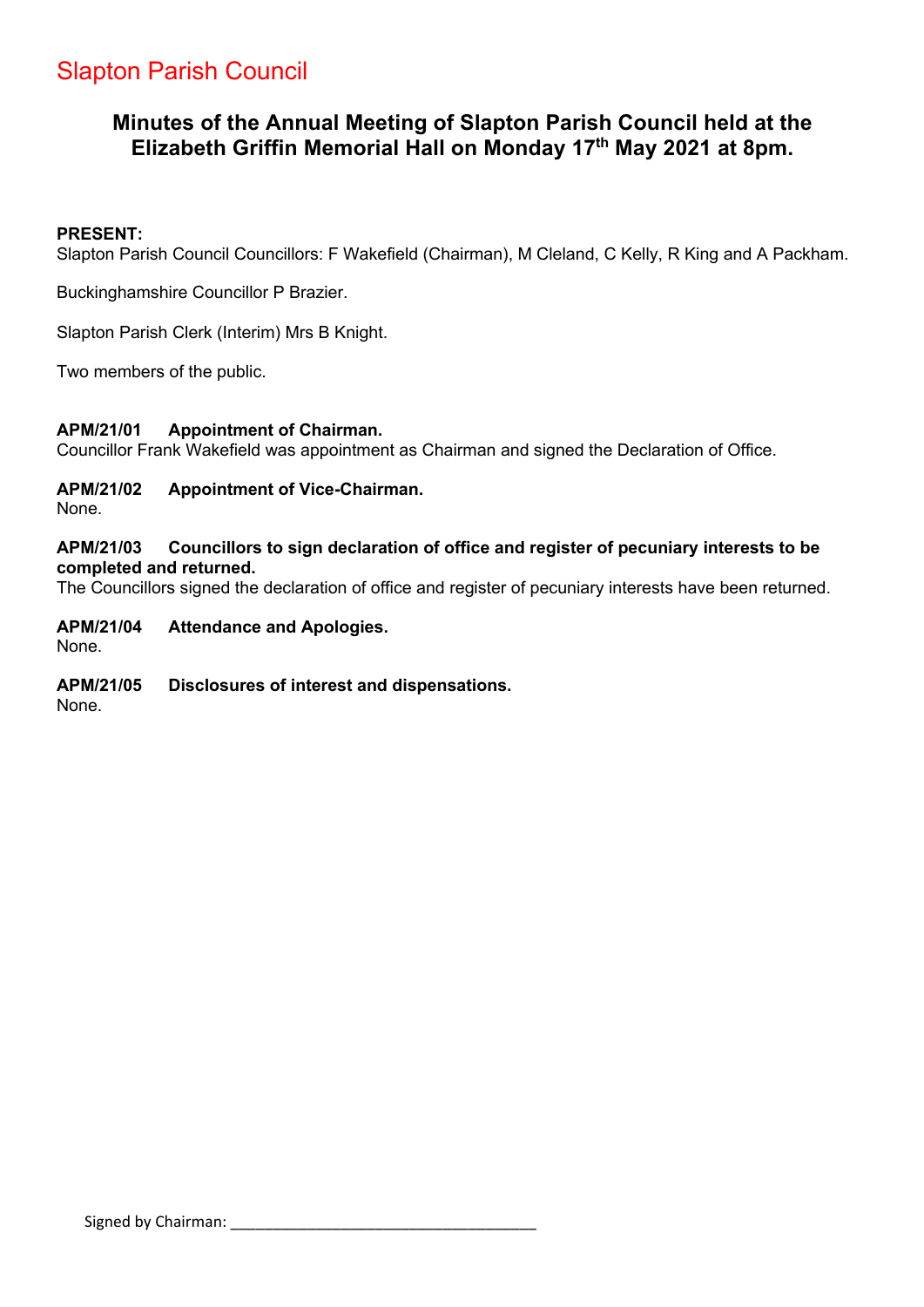Slapton Parish Council

# Minutes of the Annual Meeting of Slapton Parish Council held at the Elizabeth Griffin Memorial Hall on Monday 17th May 2021 at 8pm.

**PRESENT:**
Slapton Parish Council Councillors: F Wakefield (Chairman), M Cleland, C Kelly, R King and A Packham.

Buckinghamshire Councillor P Brazier.

Slapton Parish Clerk (Interim) Mrs B Knight.

Two members of the public.

**APM/21/01 Appointment of Chairman.**
Councillor Frank Wakefield was appointment as Chairman and signed the Declaration of Office.

**APM/21/02 Appointment of Vice-Chairman.**
None.

**APM/21/03 Councillors to sign declaration of office and register of pecuniary interests to be completed and returned.**
The Councillors signed the declaration of office and register of pecuniary interests have been returned.

**APM/21/04 Attendance and Apologies.**
None.

**APM/21/05 Disclosures of interest and dispensations.**
None.

Signed by Chairman: ___________________________________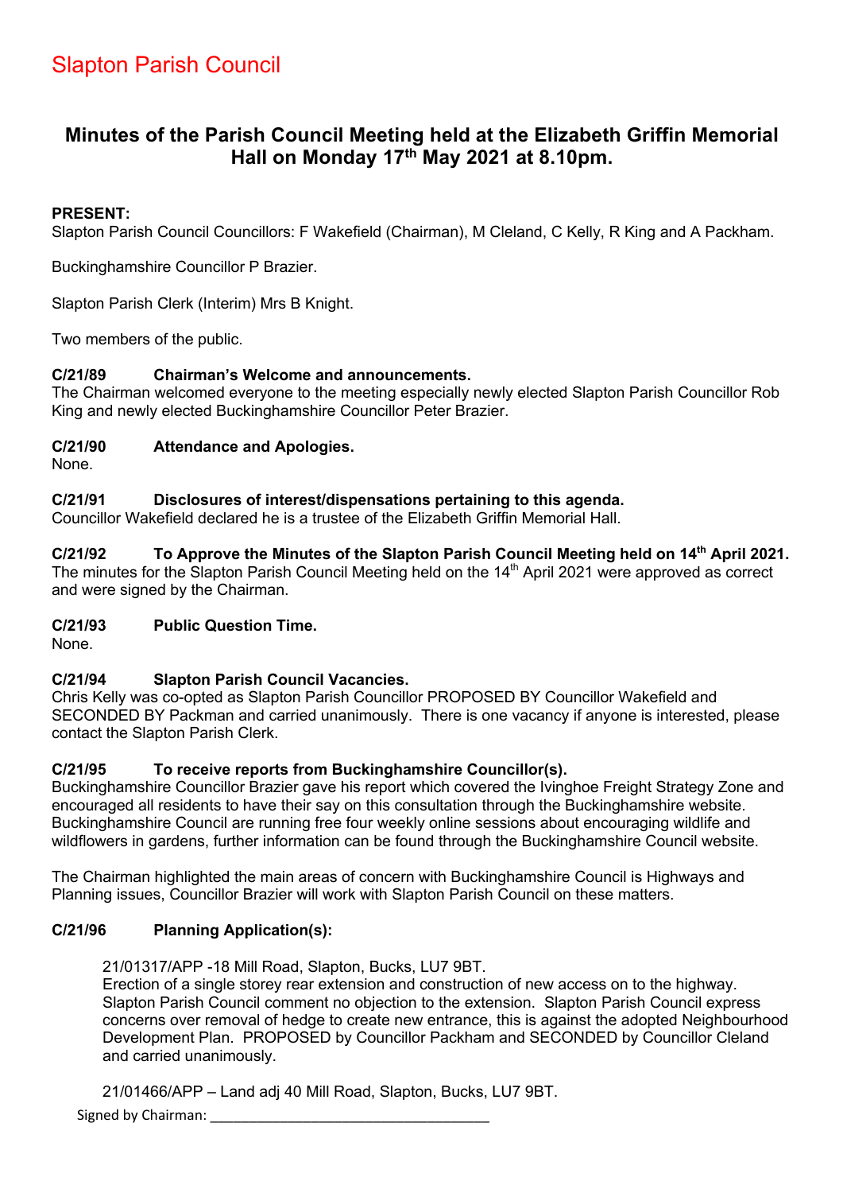# Slapton Parish Council

## Minutes of the Parish Council Meeting held at the Elizabeth Griffin Memorial Hall on Monday 17th May 2021 at 8.10pm.

**PRESENT:**
Slapton Parish Council Councillors: F Wakefield (Chairman), M Cleland, C Kelly, R King and A Packham.

Buckinghamshire Councillor P Brazier.

Slapton Parish Clerk (Interim) Mrs B Knight.

Two members of the public.

**C/21/89 Chairman's Welcome and announcements.**
The Chairman welcomed everyone to the meeting especially newly elected Slapton Parish Councillor Rob King and newly elected Buckinghamshire Councillor Peter Brazier.

**C/21/90 Attendance and Apologies.**
None.

**C/21/91 Disclosures of interest/dispensations pertaining to this agenda.**
Councillor Wakefield declared he is a trustee of the Elizabeth Griffin Memorial Hall.

**C/21/92 To Approve the Minutes of the Slapton Parish Council Meeting held on 14th April 2021.**
The minutes for the Slapton Parish Council Meeting held on the 14th April 2021 were approved as correct and were signed by the Chairman.

**C/21/93 Public Question Time.**
None.

**C/21/94 Slapton Parish Council Vacancies.**
Chris Kelly was co-opted as Slapton Parish Councillor PROPOSED BY Councillor Wakefield and SECONDED BY Packman and carried unanimously. There is one vacancy if anyone is interested, please contact the Slapton Parish Clerk.

**C/21/95 To receive reports from Buckinghamshire Councillor(s).**
Buckinghamshire Councillor Brazier gave his report which covered the Ivinghoe Freight Strategy Zone and encouraged all residents to have their say on this consultation through the Buckinghamshire website. Buckinghamshire Council are running free four weekly online sessions about encouraging wildlife and wildflowers in gardens, further information can be found through the Buckinghamshire Council website.

The Chairman highlighted the main areas of concern with Buckinghamshire Council is Highways and Planning issues, Councillor Brazier will work with Slapton Parish Council on these matters.

**C/21/96 Planning Application(s):**

21/01317/APP -18 Mill Road, Slapton, Bucks, LU7 9BT.
Erection of a single storey rear extension and construction of new access on to the highway. Slapton Parish Council comment no objection to the extension. Slapton Parish Council express concerns over removal of hedge to create new entrance, this is against the adopted Neighbourhood Development Plan. PROPOSED by Councillor Packham and SECONDED by Councillor Cleland and carried unanimously.

21/01466/APP – Land adj 40 Mill Road, Slapton, Bucks, LU7 9BT.

Signed by Chairman: ___________________________________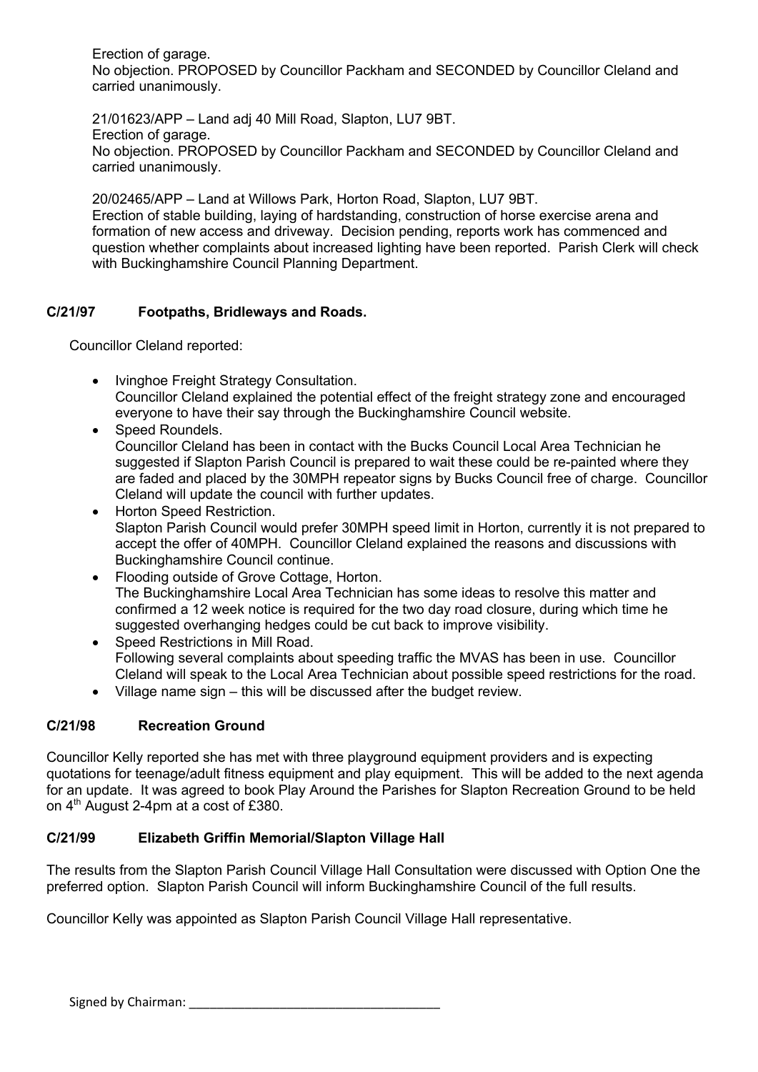Erection of garage.
No objection. PROPOSED by Councillor Packham and SECONDED by Councillor Cleland and carried unanimously.

21/01623/APP – Land adj 40 Mill Road, Slapton, LU7 9BT.
Erection of garage.
No objection. PROPOSED by Councillor Packham and SECONDED by Councillor Cleland and carried unanimously.

20/02465/APP – Land at Willows Park, Horton Road, Slapton, LU7 9BT.
Erection of stable building, laying of hardstanding, construction of horse exercise arena and formation of new access and driveway. Decision pending, reports work has commenced and question whether complaints about increased lighting have been reported. Parish Clerk will check with Buckinghamshire Council Planning Department.

**C/21/97 Footpaths, Bridleways and Roads.**

Councillor Cleland reported:

- Ivinghoe Freight Strategy Consultation.
  Councillor Cleland explained the potential effect of the freight strategy zone and encouraged everyone to have their say through the Buckinghamshire Council website.
- Speed Roundels.
  Councillor Cleland has been in contact with the Bucks Council Local Area Technician he suggested if Slapton Parish Council is prepared to wait these could be re-painted where they are faded and placed by the 30MPH repeator signs by Bucks Council free of charge. Councillor Cleland will update the council with further updates.
- Horton Speed Restriction.
  Slapton Parish Council would prefer 30MPH speed limit in Horton, currently it is not prepared to accept the offer of 40MPH. Councillor Cleland explained the reasons and discussions with Buckinghamshire Council continue.
- Flooding outside of Grove Cottage, Horton.
  The Buckinghamshire Local Area Technician has some ideas to resolve this matter and confirmed a 12 week notice is required for the two day road closure, during which time he suggested overhanging hedges could be cut back to improve visibility.
- Speed Restrictions in Mill Road.
  Following several complaints about speeding traffic the MVAS has been in use. Councillor Cleland will speak to the Local Area Technician about possible speed restrictions for the road.
- Village name sign – this will be discussed after the budget review.

**C/21/98 Recreation Ground**

Councillor Kelly reported she has met with three playground equipment providers and is expecting quotations for teenage/adult fitness equipment and play equipment. This will be added to the next agenda for an update. It was agreed to book Play Around the Parishes for Slapton Recreation Ground to be held on 4th August 2-4pm at a cost of £380.

**C/21/99 Elizabeth Griffin Memorial/Slapton Village Hall**

The results from the Slapton Parish Council Village Hall Consultation were discussed with Option One the preferred option. Slapton Parish Council will inform Buckinghamshire Council of the full results.

Councillor Kelly was appointed as Slapton Parish Council Village Hall representative.

Signed by Chairman: ___________________________________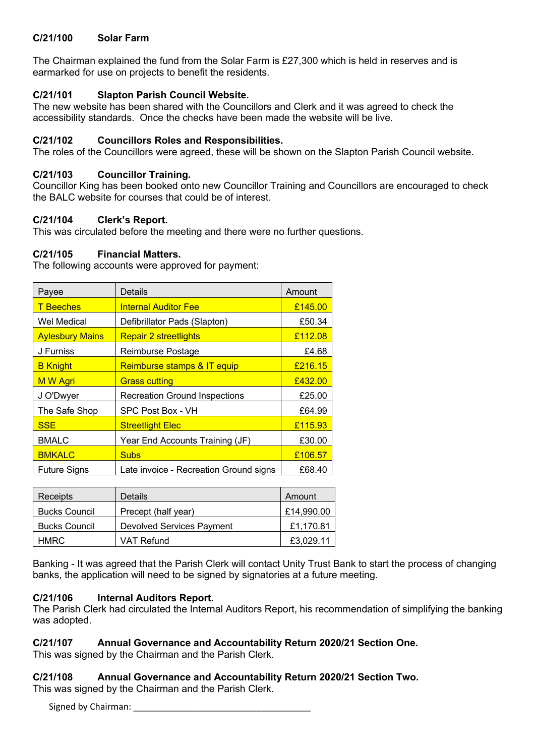**C/21/100 Solar Farm**

The Chairman explained the fund from the Solar Farm is £27,300 which is held in reserves and is earmarked for use on projects to benefit the residents.

**C/21/101 Slapton Parish Council Website.**
The new website has been shared with the Councillors and Clerk and it was agreed to check the accessibility standards. Once the checks have been made the website will be live.

**C/21/102 Councillors Roles and Responsibilities.**
The roles of the Councillors were agreed, these will be shown on the Slapton Parish Council website.

**C/21/103 Councillor Training.**
Councillor King has been booked onto new Councillor Training and Councillors are encouraged to check the BALC website for courses that could be of interest.

**C/21/104 Clerk's Report.**
This was circulated before the meeting and there were no further questions.

**C/21/105 Financial Matters.**
The following accounts were approved for payment:

| Payee | Details | Amount |
|---|---|---|
| T Beeches | Internal Auditor Fee | £145.00 |
| Wel Medical | Defibrillator Pads (Slapton) | £50.34 |
| Aylesbury Mains | Repair 2 streetlights | £112.08 |
| J Furniss | Reimburse Postage | £4.68 |
| B Knight | Reimburse stamps & IT equip | £216.15 |
| M W Agri | Grass cutting | £432.00 |
| J O'Dwyer | Recreation Ground Inspections | £25.00 |
| The Safe Shop | SPC Post Box - VH | £64.99 |
| SSE | Streetlight Elec | £115.93 |
| BMALC | Year End Accounts Training (JF) | £30.00 |
| BMKALC | Subs | £106.57 |
| Future Signs | Late invoice - Recreation Ground signs | £68.40 |

| Receipts | Details | Amount |
|---|---|---|
| Bucks Council | Precept (half year) | £14,990.00 |
| Bucks Council | Devolved Services Payment | £1,170.81 |
| HMRC | VAT Refund | £3,029.11 |

Banking - It was agreed that the Parish Clerk will contact Unity Trust Bank to start the process of changing banks, the application will need to be signed by signatories at a future meeting.

**C/21/106 Internal Auditors Report.**
The Parish Clerk had circulated the Internal Auditors Report, his recommendation of simplifying the banking was adopted.

**C/21/107 Annual Governance and Accountability Return 2020/21 Section One.**
This was signed by the Chairman and the Parish Clerk.

**C/21/108 Annual Governance and Accountability Return 2020/21 Section Two.**
This was signed by the Chairman and the Parish Clerk.

Signed by Chairman: ___________________________________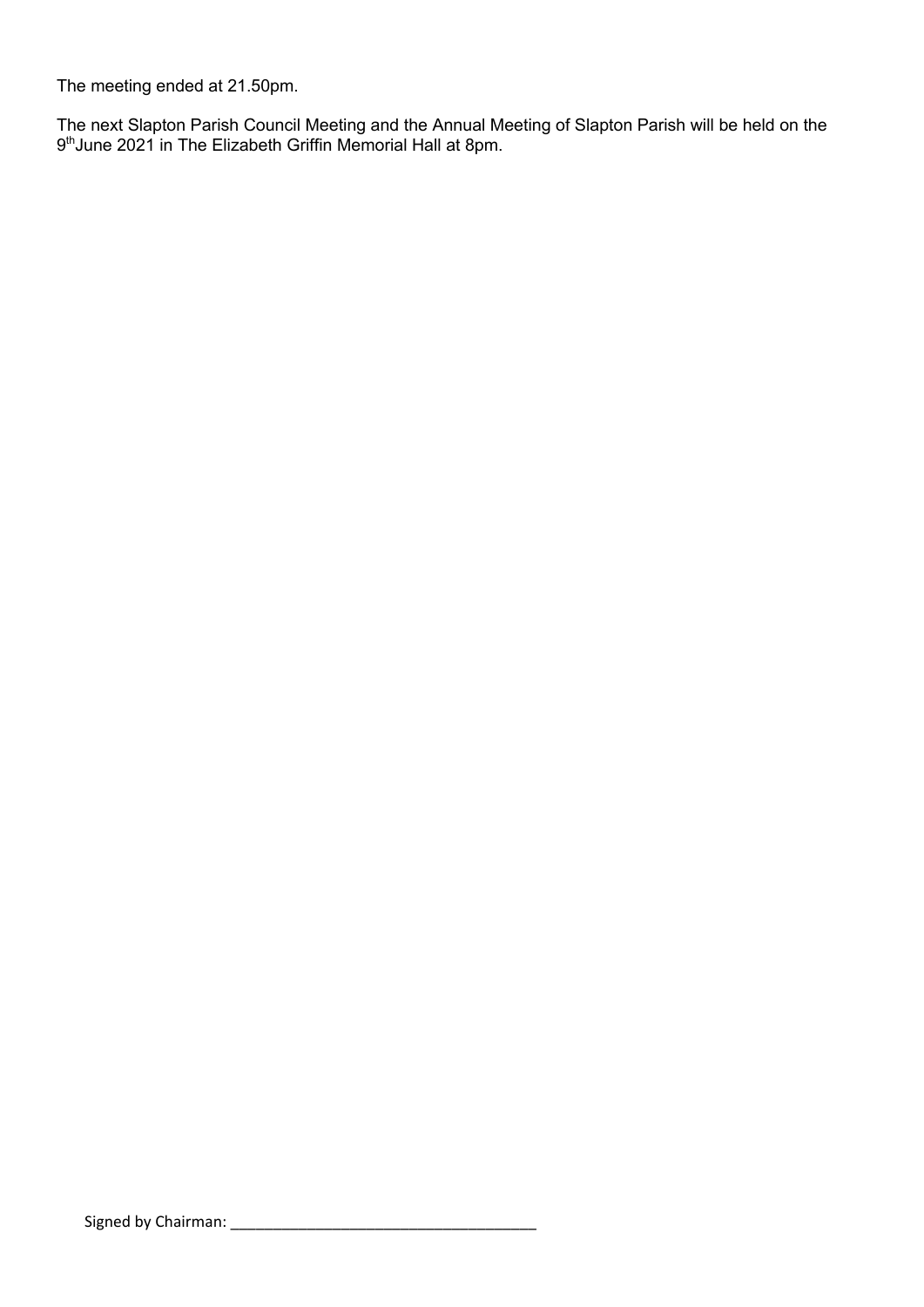The meeting ended at 21.50pm.

The next Slapton Parish Council Meeting and the Annual Meeting of Slapton Parish will be held on the 9th June 2021 in The Elizabeth Griffin Memorial Hall at 8pm.

Signed by Chairman: ___________________________________